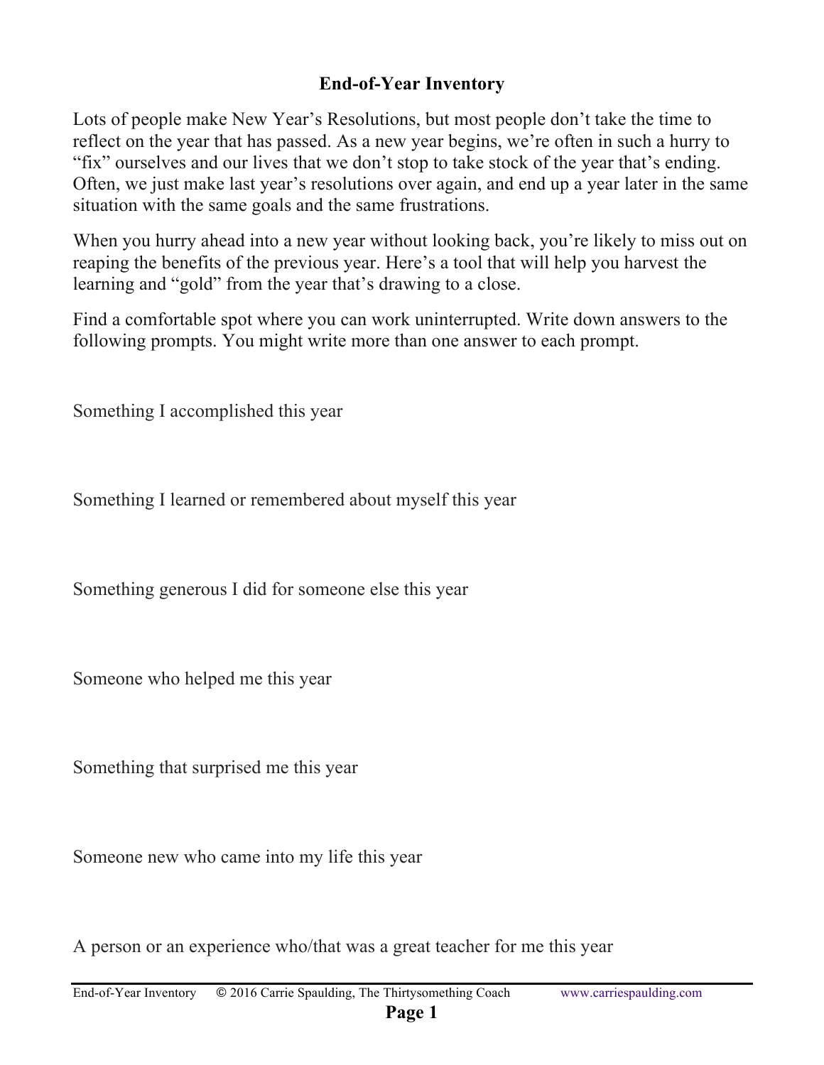# End-of-Year Inventory

Lots of people make New Year's Resolutions, but most people don't take the time to reflect on the year that has passed. As a new year begins, we're often in such a hurry to "fix" ourselves and our lives that we don't stop to take stock of the year that's ending. Often, we just make last year's resolutions over again, and end up a year later in the same situation with the same goals and the same frustrations.

When you hurry ahead into a new year without looking back, you're likely to miss out on reaping the benefits of the previous year. Here's a tool that will help you harvest the learning and "gold" from the year that's drawing to a close.

Find a comfortable spot where you can work uninterrupted. Write down answers to the following prompts. You might write more than one answer to each prompt.

Something I accomplished this year

Something I learned or remembered about myself this year

Something generous I did for someone else this year

Someone who helped me this year

Something that surprised me this year

Someone new who came into my life this year

A person or an experience who/that was a great teacher for me this year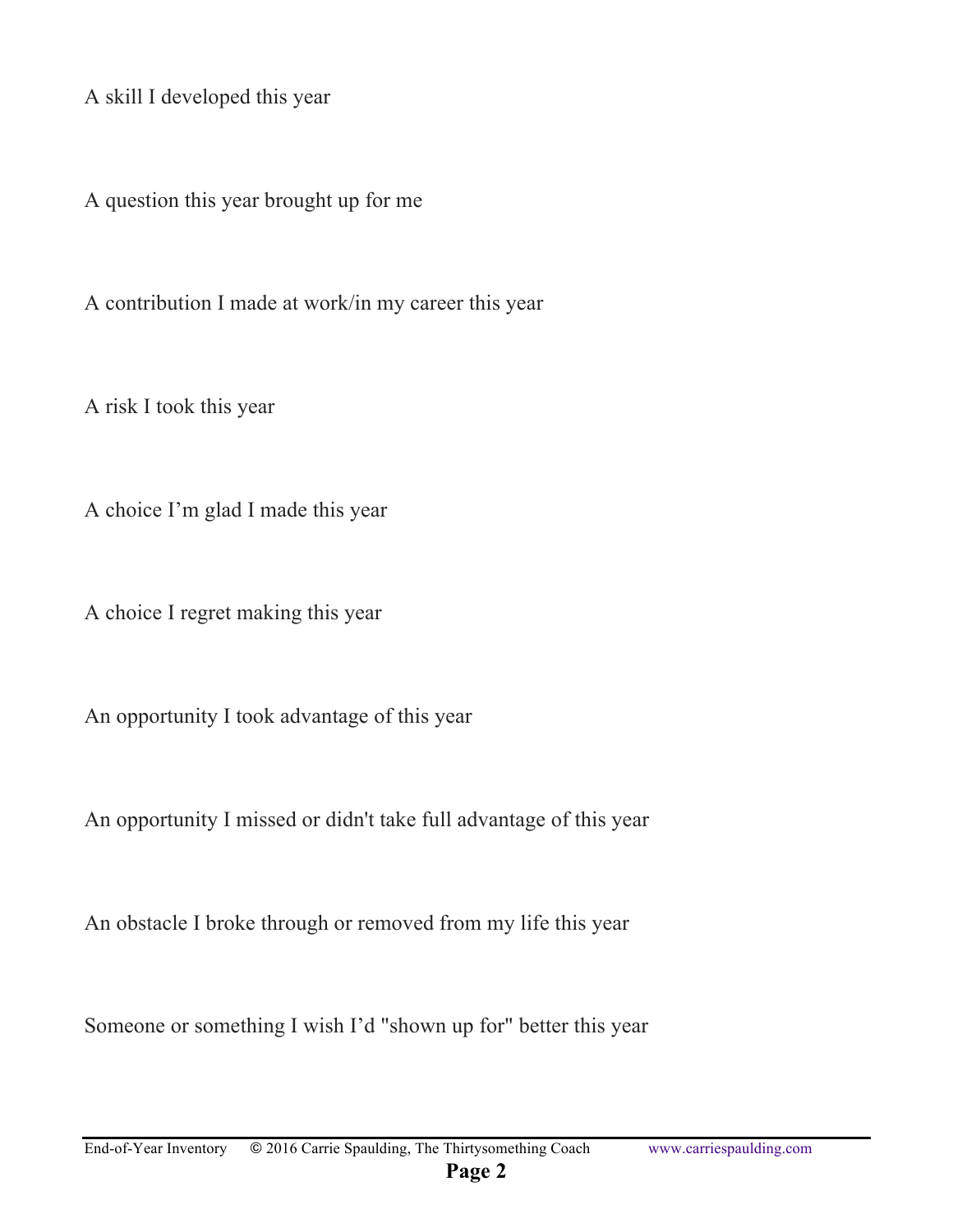A skill I developed this year

A question this year brought up for me

A contribution I made at work/in my career this year

A risk I took this year

A choice I'm glad I made this year

A choice I regret making this year

An opportunity I took advantage of this year

An opportunity I missed or didn't take full advantage of this year

An obstacle I broke through or removed from my life this year

Someone or something I wish I'd "shown up for" better this year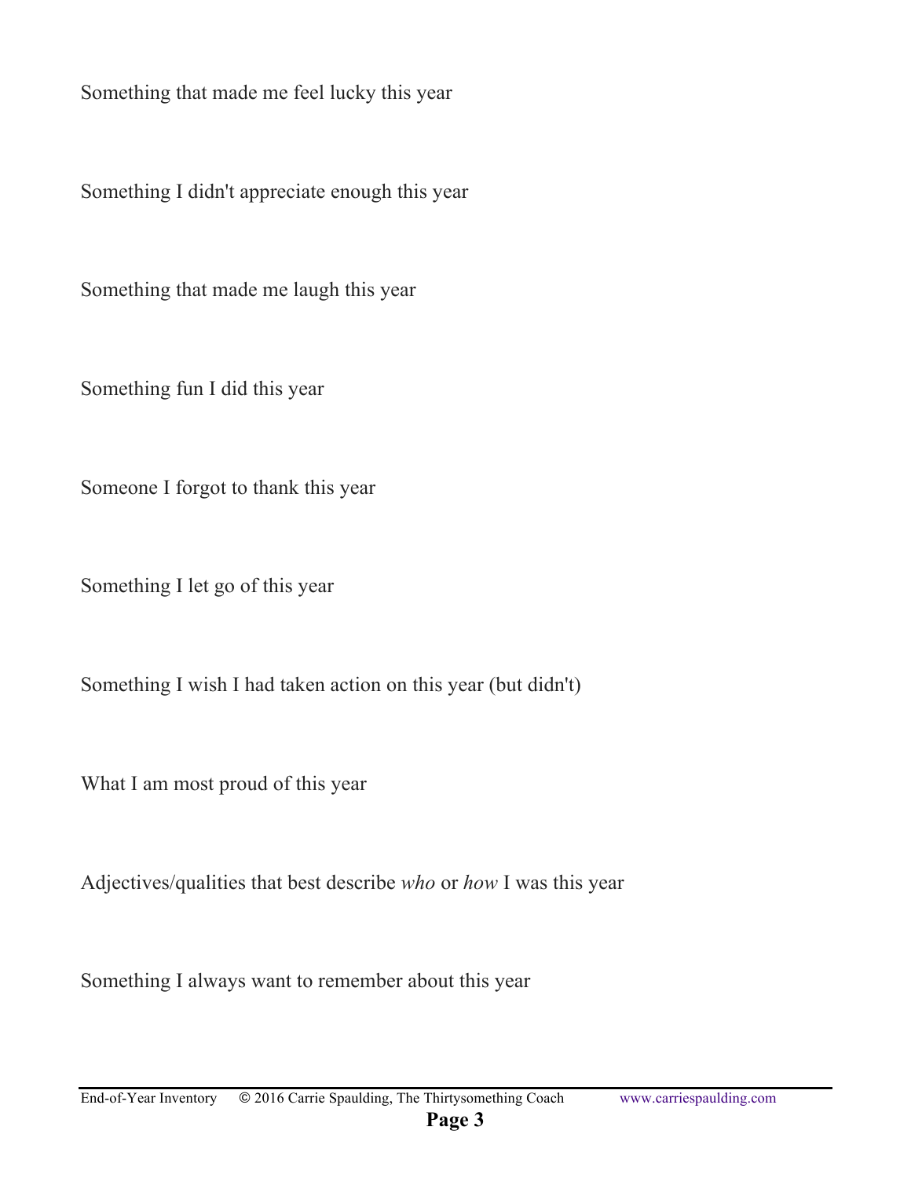Something that made me feel lucky this year

Something I didn't appreciate enough this year

Something that made me laugh this year

Something fun I did this year

Someone I forgot to thank this year

Something I let go of this year

Something I wish I had taken action on this year (but didn't)

What I am most proud of this year

Adjectives/qualities that best describe *who* or *how* I was this year

Something I always want to remember about this year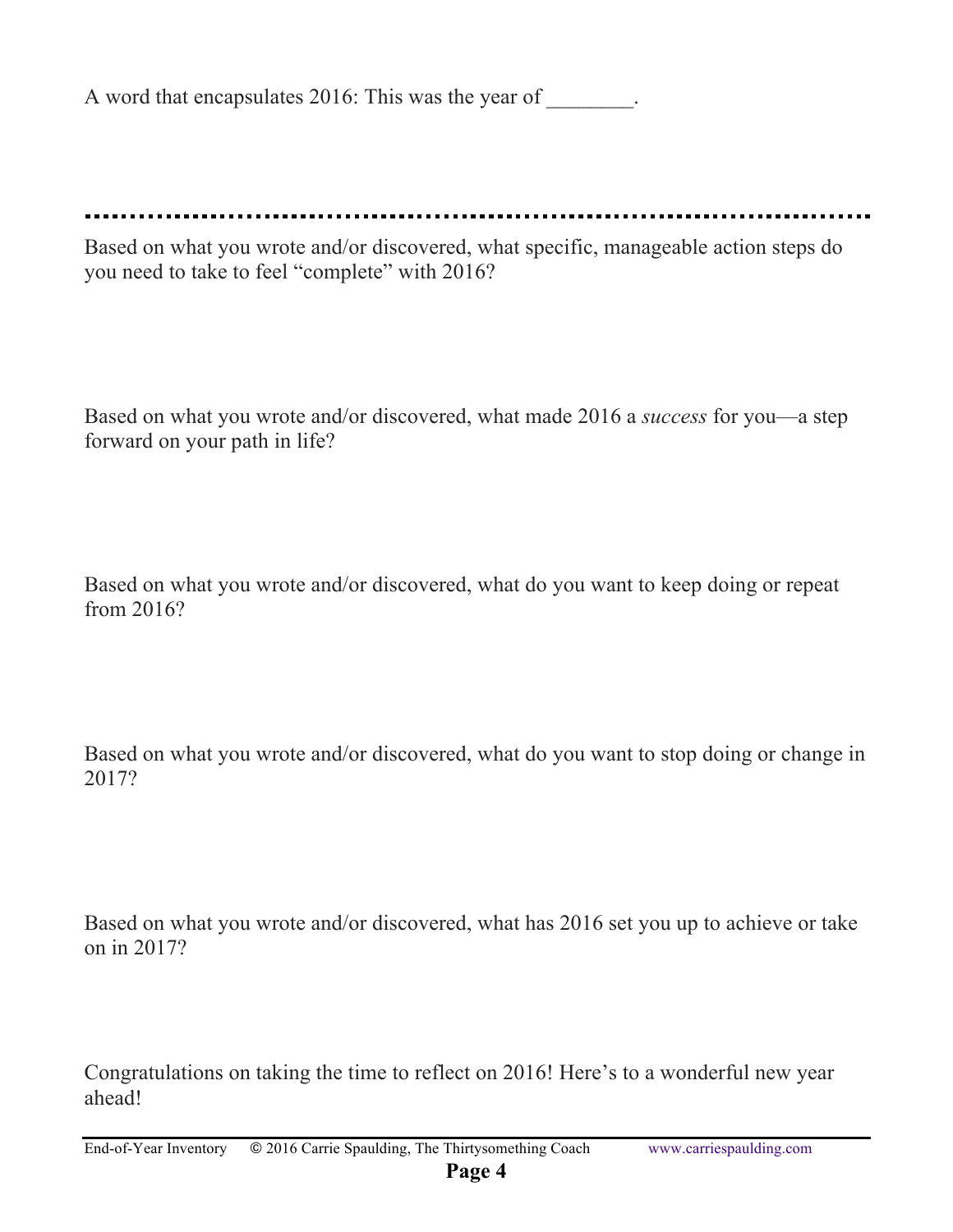A word that encapsulates 2016: This was the year of ________.

---

Based on what you wrote and/or discovered, what specific, manageable action steps do you need to take to feel "complete" with 2016?

Based on what you wrote and/or discovered, what made 2016 a *success* for you—a step forward on your path in life?

Based on what you wrote and/or discovered, what do you want to keep doing or repeat from 2016?

Based on what you wrote and/or discovered, what do you want to stop doing or change in 2017?

Based on what you wrote and/or discovered, what has 2016 set you up to achieve or take on in 2017?

Congratulations on taking the time to reflect on 2016! Here's to a wonderful new year ahead!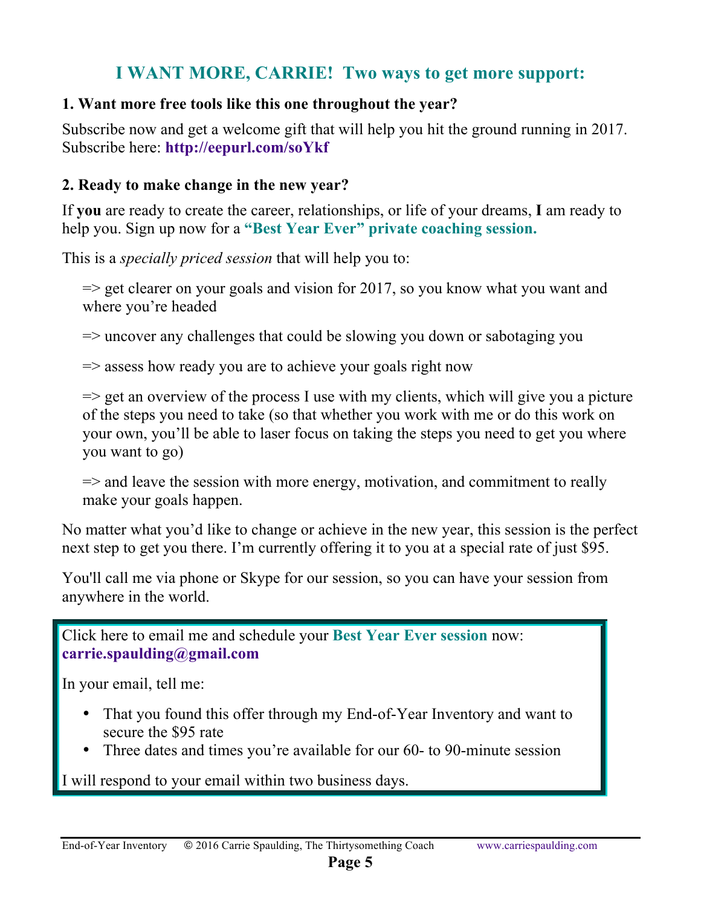## I WANT MORE, CARRIE! Two ways to get more support:

**1. Want more free tools like this one throughout the year?**

Subscribe now and get a welcome gift that will help you hit the ground running in 2017. Subscribe here: **http://eepurl.com/soYkf**

**2. Ready to make change in the new year?**

If **you** are ready to create the career, relationships, or life of your dreams, **I** am ready to help you. Sign up now for a **"Best Year Ever" private coaching session.**

This is a *specially priced session* that will help you to:

=> get clearer on your goals and vision for 2017, so you know what you want and where you're headed

=> uncover any challenges that could be slowing you down or sabotaging you

=> assess how ready you are to achieve your goals right now

=> get an overview of the process I use with my clients, which will give you a picture of the steps you need to take (so that whether you work with me or do this work on your own, you'll be able to laser focus on taking the steps you need to get you where you want to go)

=> and leave the session with more energy, motivation, and commitment to really make your goals happen.

No matter what you'd like to change or achieve in the new year, this session is the perfect next step to get you there. I'm currently offering it to you at a special rate of just $95.

You'll call me via phone or Skype for our session, so you can have your session from anywhere in the world.

Click here to email me and schedule your **Best Year Ever session** now: **carrie.spaulding@gmail.com**

In your email, tell me:

- That you found this offer through my End-of-Year Inventory and want to secure the $95 rate
- Three dates and times you're available for our 60- to 90-minute session

I will respond to your email within two business days.